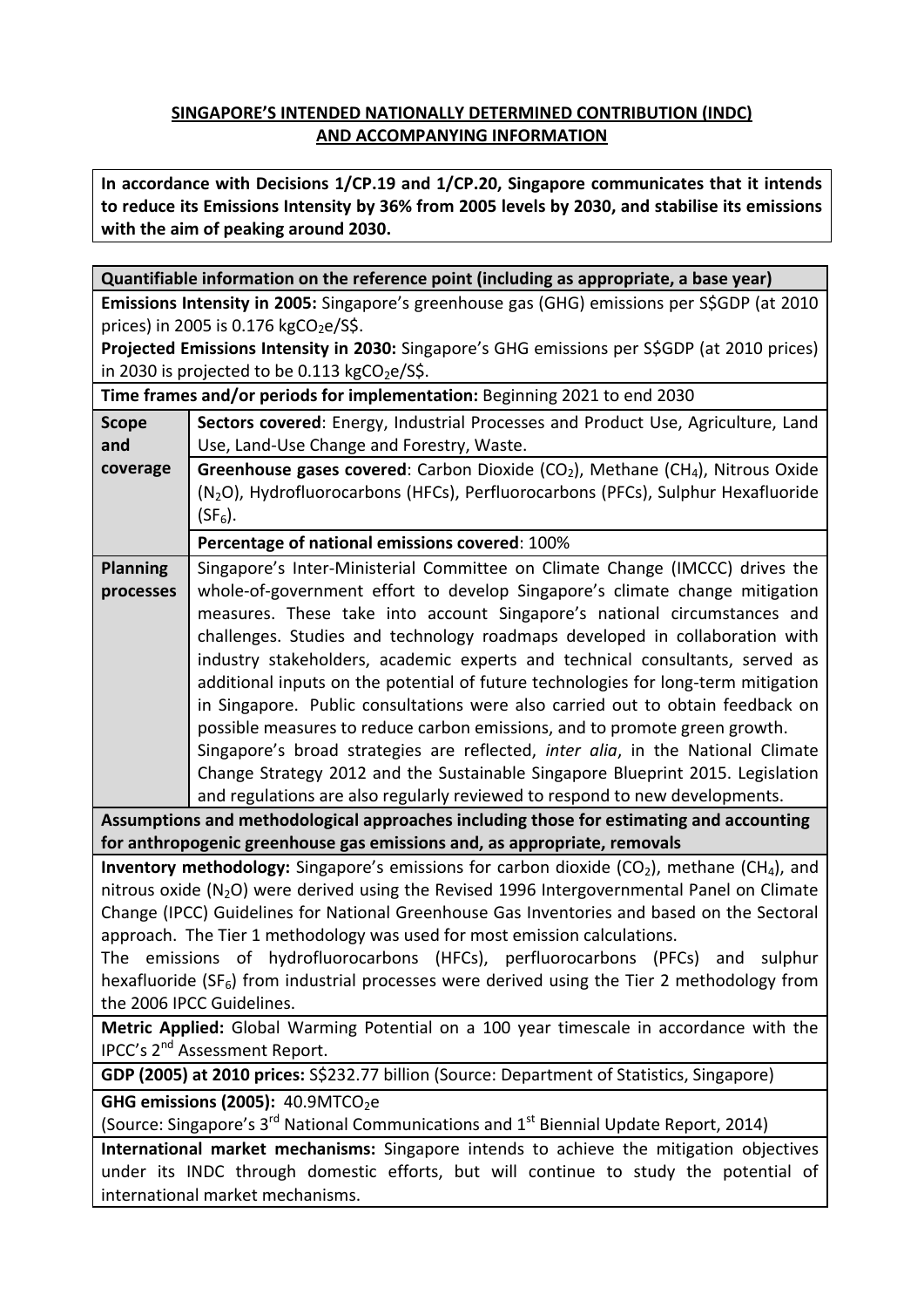# SINGAPORE'S INTENDED NATIONALLY DETERMINED CONTRIBUTION (INDC) AND ACCOMPANYING INFORMATION

**In accordance with Decisions 1/CP.19 and 1/CP.20, Singapore communicates that it intends to reduce its Emissions Intensity by 36% from 2005 levels by 2030, and stabilise its emissions with the aim of peaking around 2030.**

| **Quantifiable information on the reference point (including as appropriate, a base year)** | |
|---|---|
| **Emissions Intensity in 2005:** Singapore's greenhouse gas (GHG) emissions per S$GDP (at 2010 prices) in 2005 is 0.176 kg$CO_2$e/S$. **Projected Emissions Intensity in 2030:** Singapore's GHG emissions per S$GDP (at 2010 prices) in 2030 is projected to be 0.113 kg$CO_2$e/S$. | |
| **Time frames and/or periods for implementation:** Beginning 2021 to end 2030 | |
| **Scope and coverage** | **Sectors covered**: Energy, Industrial Processes and Product Use, Agriculture, Land Use, Land-Use Change and Forestry, Waste. |
| | **Greenhouse gases covered**: Carbon Dioxide ($CO_2$), Methane ($CH_4$), Nitrous Oxide ($N_2O$), Hydrofluorocarbons (HFCs), Perfluorocarbons (PFCs), Sulphur Hexafluoride ($SF_6$). |
| | **Percentage of national emissions covered**: 100% |
| **Planning processes** | Singapore's Inter-Ministerial Committee on Climate Change (IMCCC) drives the whole-of-government effort to develop Singapore's climate change mitigation measures. These take into account Singapore's national circumstances and challenges. Studies and technology roadmaps developed in collaboration with industry stakeholders, academic experts and technical consultants, served as additional inputs on the potential of future technologies for long-term mitigation in Singapore. Public consultations were also carried out to obtain feedback on possible measures to reduce carbon emissions, and to promote green growth. Singapore's broad strategies are reflected, *inter alia*, in the National Climate Change Strategy 2012 and the Sustainable Singapore Blueprint 2015. Legislation and regulations are also regularly reviewed to respond to new developments. |
| **Assumptions and methodological approaches including those for estimating and accounting for anthropogenic greenhouse gas emissions and, as appropriate, removals** | |
| **Inventory methodology:** Singapore's emissions for carbon dioxide ($CO_2$), methane ($CH_4$), and nitrous oxide ($N_2O$) were derived using the Revised 1996 Intergovernmental Panel on Climate Change (IPCC) Guidelines for National Greenhouse Gas Inventories and based on the Sectoral approach. The Tier 1 methodology was used for most emission calculations. The emissions of hydrofluorocarbons (HFCs), perfluorocarbons (PFCs) and sulphur hexafluoride ($SF_6$) from industrial processes were derived using the Tier 2 methodology from the 2006 IPCC Guidelines. | |
| **Metric Applied:** Global Warming Potential on a 100 year timescale in accordance with the IPCC's 2nd Assessment Report. | |
| **GDP (2005) at 2010 prices:** S$232.77 billion (Source: Department of Statistics, Singapore) | |
| **GHG emissions (2005):** 40.9MT$CO_2$e (Source: Singapore's 3rd National Communications and 1st Biennial Update Report, 2014) | |
| **International market mechanisms:** Singapore intends to achieve the mitigation objectives under its INDC through domestic efforts, but will continue to study the potential of international market mechanisms. | |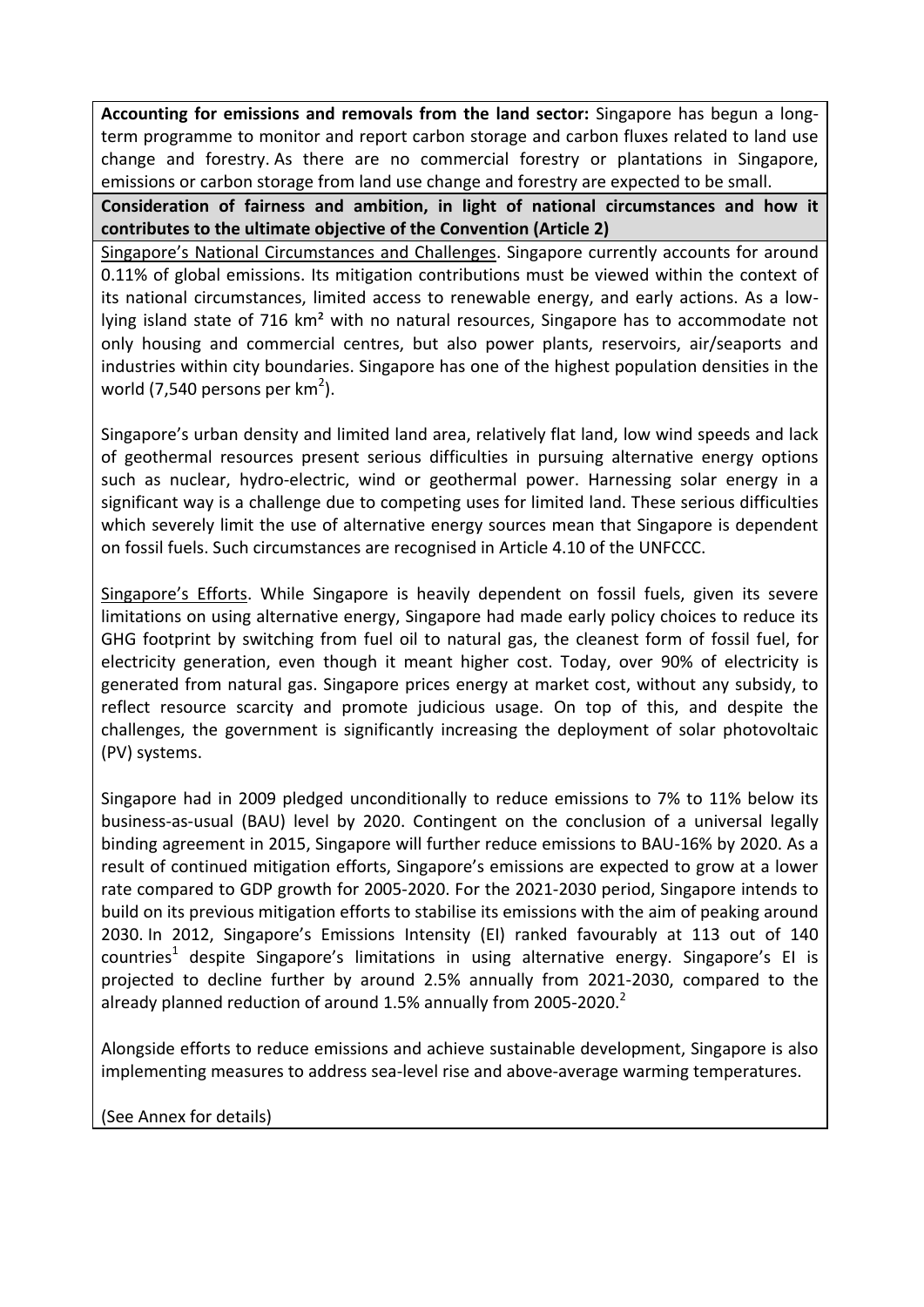**Accounting for emissions and removals from the land sector:** Singapore has begun a long-term programme to monitor and report carbon storage and carbon fluxes related to land use change and forestry. As there are no commercial forestry or plantations in Singapore, emissions or carbon storage from land use change and forestry are expected to be small.

**Consideration of fairness and ambition, in light of national circumstances and how it contributes to the ultimate objective of the Convention (Article 2)**

<u>Singapore's National Circumstances and Challenges</u>. Singapore currently accounts for around 0.11% of global emissions. Its mitigation contributions must be viewed within the context of its national circumstances, limited access to renewable energy, and early actions. As a low-lying island state of 716 km² with no natural resources, Singapore has to accommodate not only housing and commercial centres, but also power plants, reservoirs, air/seaports and industries within city boundaries. Singapore has one of the highest population densities in the world (7,540 persons per km$^2$).

Singapore's urban density and limited land area, relatively flat land, low wind speeds and lack of geothermal resources present serious difficulties in pursuing alternative energy options such as nuclear, hydro-electric, wind or geothermal power. Harnessing solar energy in a significant way is a challenge due to competing uses for limited land. These serious difficulties which severely limit the use of alternative energy sources mean that Singapore is dependent on fossil fuels. Such circumstances are recognised in Article 4.10 of the UNFCCC.

<u>Singapore's Efforts</u>. While Singapore is heavily dependent on fossil fuels, given its severe limitations on using alternative energy, Singapore had made early policy choices to reduce its GHG footprint by switching from fuel oil to natural gas, the cleanest form of fossil fuel, for electricity generation, even though it meant higher cost. Today, over 90% of electricity is generated from natural gas. Singapore prices energy at market cost, without any subsidy, to reflect resource scarcity and promote judicious usage. On top of this, and despite the challenges, the government is significantly increasing the deployment of solar photovoltaic (PV) systems.

Singapore had in 2009 pledged unconditionally to reduce emissions to 7% to 11% below its business-as-usual (BAU) level by 2020. Contingent on the conclusion of a universal legally binding agreement in 2015, Singapore will further reduce emissions to BAU-16% by 2020. As a result of continued mitigation efforts, Singapore's emissions are expected to grow at a lower rate compared to GDP growth for 2005-2020. For the 2021-2030 period, Singapore intends to build on its previous mitigation efforts to stabilise its emissions with the aim of peaking around 2030. In 2012, Singapore's Emissions Intensity (EI) ranked favourably at 113 out of 140 countries[1] despite Singapore's limitations in using alternative energy. Singapore's EI is projected to decline further by around 2.5% annually from 2021-2030, compared to the already planned reduction of around 1.5% annually from 2005-2020.[2]

Alongside efforts to reduce emissions and achieve sustainable development, Singapore is also implementing measures to address sea-level rise and above-average warming temperatures.

(See Annex for details)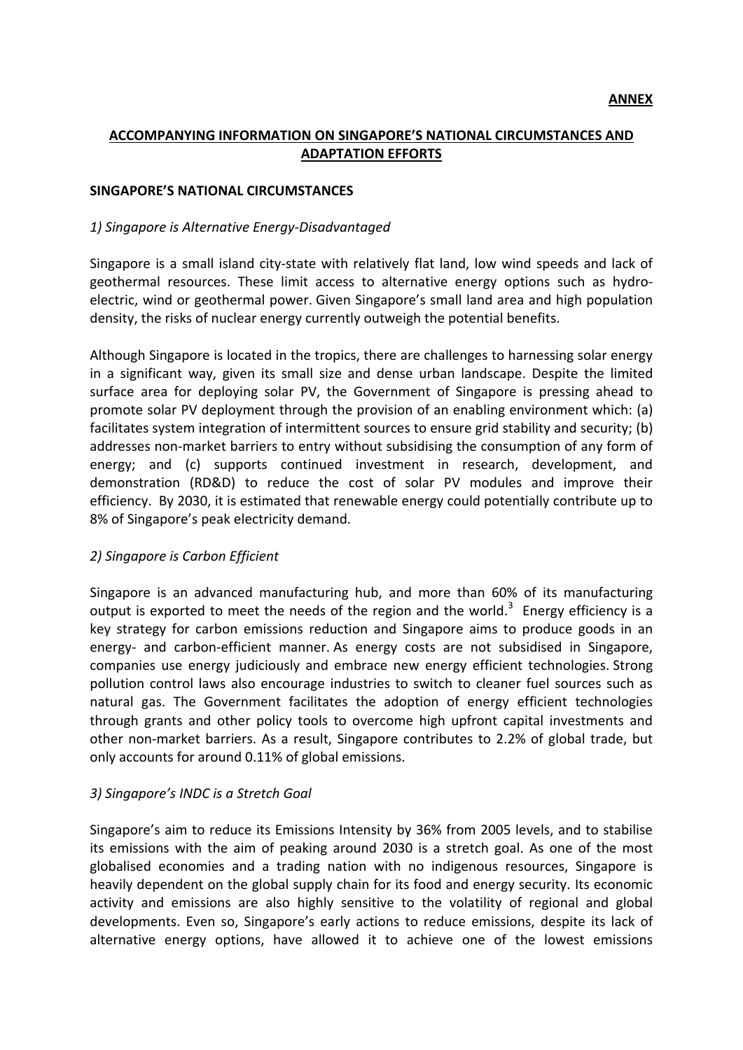**ANNEX**

## ACCOMPANYING INFORMATION ON SINGAPORE'S NATIONAL CIRCUMSTANCES AND ADAPTATION EFFORTS

### SINGAPORE'S NATIONAL CIRCUMSTANCES

*1) Singapore is Alternative Energy-Disadvantaged*

Singapore is a small island city-state with relatively flat land, low wind speeds and lack of geothermal resources. These limit access to alternative energy options such as hydro-electric, wind or geothermal power. Given Singapore's small land area and high population density, the risks of nuclear energy currently outweigh the potential benefits.

Although Singapore is located in the tropics, there are challenges to harnessing solar energy in a significant way, given its small size and dense urban landscape. Despite the limited surface area for deploying solar PV, the Government of Singapore is pressing ahead to promote solar PV deployment through the provision of an enabling environment which: (a) facilitates system integration of intermittent sources to ensure grid stability and security; (b) addresses non-market barriers to entry without subsidising the consumption of any form of energy; and (c) supports continued investment in research, development, and demonstration (RD&D) to reduce the cost of solar PV modules and improve their efficiency. By 2030, it is estimated that renewable energy could potentially contribute up to 8% of Singapore's peak electricity demand.

*2) Singapore is Carbon Efficient*

Singapore is an advanced manufacturing hub, and more than 60% of its manufacturing output is exported to meet the needs of the region and the world.[3] Energy efficiency is a key strategy for carbon emissions reduction and Singapore aims to produce goods in an energy- and carbon-efficient manner. As energy costs are not subsidised in Singapore, companies use energy judiciously and embrace new energy efficient technologies. Strong pollution control laws also encourage industries to switch to cleaner fuel sources such as natural gas. The Government facilitates the adoption of energy efficient technologies through grants and other policy tools to overcome high upfront capital investments and other non-market barriers. As a result, Singapore contributes to 2.2% of global trade, but only accounts for around 0.11% of global emissions.

*3) Singapore's INDC is a Stretch Goal*

Singapore's aim to reduce its Emissions Intensity by 36% from 2005 levels, and to stabilise its emissions with the aim of peaking around 2030 is a stretch goal. As one of the most globalised economies and a trading nation with no indigenous resources, Singapore is heavily dependent on the global supply chain for its food and energy security. Its economic activity and emissions are also highly sensitive to the volatility of regional and global developments. Even so, Singapore's early actions to reduce emissions, despite its lack of alternative energy options, have allowed it to achieve one of the lowest emissions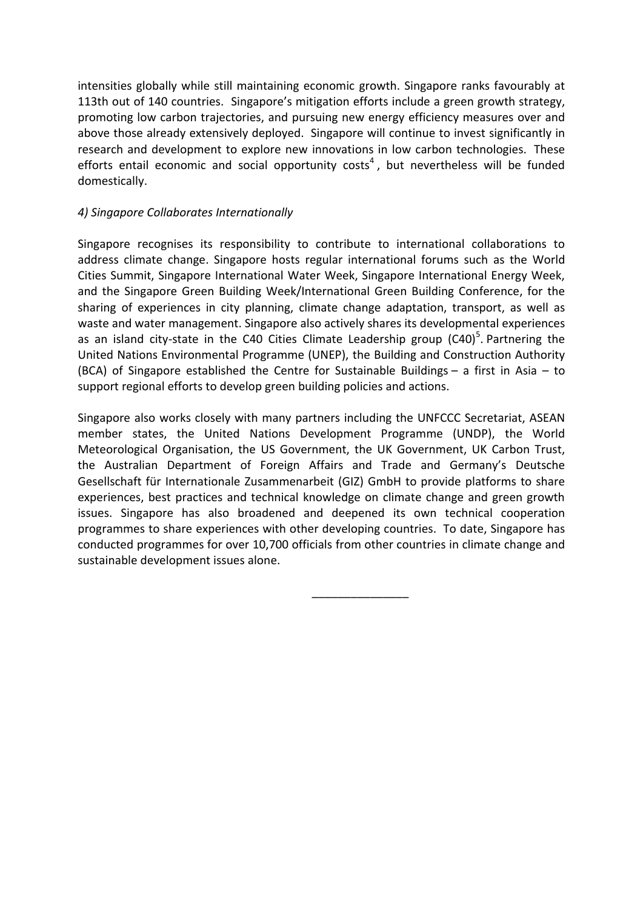intensities globally while still maintaining economic growth. Singapore ranks favourably at 113th out of 140 countries. Singapore's mitigation efforts include a green growth strategy, promoting low carbon trajectories, and pursuing new energy efficiency measures over and above those already extensively deployed. Singapore will continue to invest significantly in research and development to explore new innovations in low carbon technologies. These efforts entail economic and social opportunity costs[4], but nevertheless will be funded domestically.

*4) Singapore Collaborates Internationally*

Singapore recognises its responsibility to contribute to international collaborations to address climate change. Singapore hosts regular international forums such as the World Cities Summit, Singapore International Water Week, Singapore International Energy Week, and the Singapore Green Building Week/International Green Building Conference, for the sharing of experiences in city planning, climate change adaptation, transport, as well as waste and water management. Singapore also actively shares its developmental experiences as an island city-state in the C40 Cities Climate Leadership group (C40)[5]. Partnering the United Nations Environmental Programme (UNEP), the Building and Construction Authority (BCA) of Singapore established the Centre for Sustainable Buildings – a first in Asia – to support regional efforts to develop green building policies and actions.

Singapore also works closely with many partners including the UNFCCC Secretariat, ASEAN member states, the United Nations Development Programme (UNDP), the World Meteorological Organisation, the US Government, the UK Government, UK Carbon Trust, the Australian Department of Foreign Affairs and Trade and Germany's Deutsche Gesellschaft für Internationale Zusammenarbeit (GIZ) GmbH to provide platforms to share experiences, best practices and technical knowledge on climate change and green growth issues. Singapore has also broadened and deepened its own technical cooperation programmes to share experiences with other developing countries. To date, Singapore has conducted programmes for over 10,700 officials from other countries in climate change and sustainable development issues alone.

_______________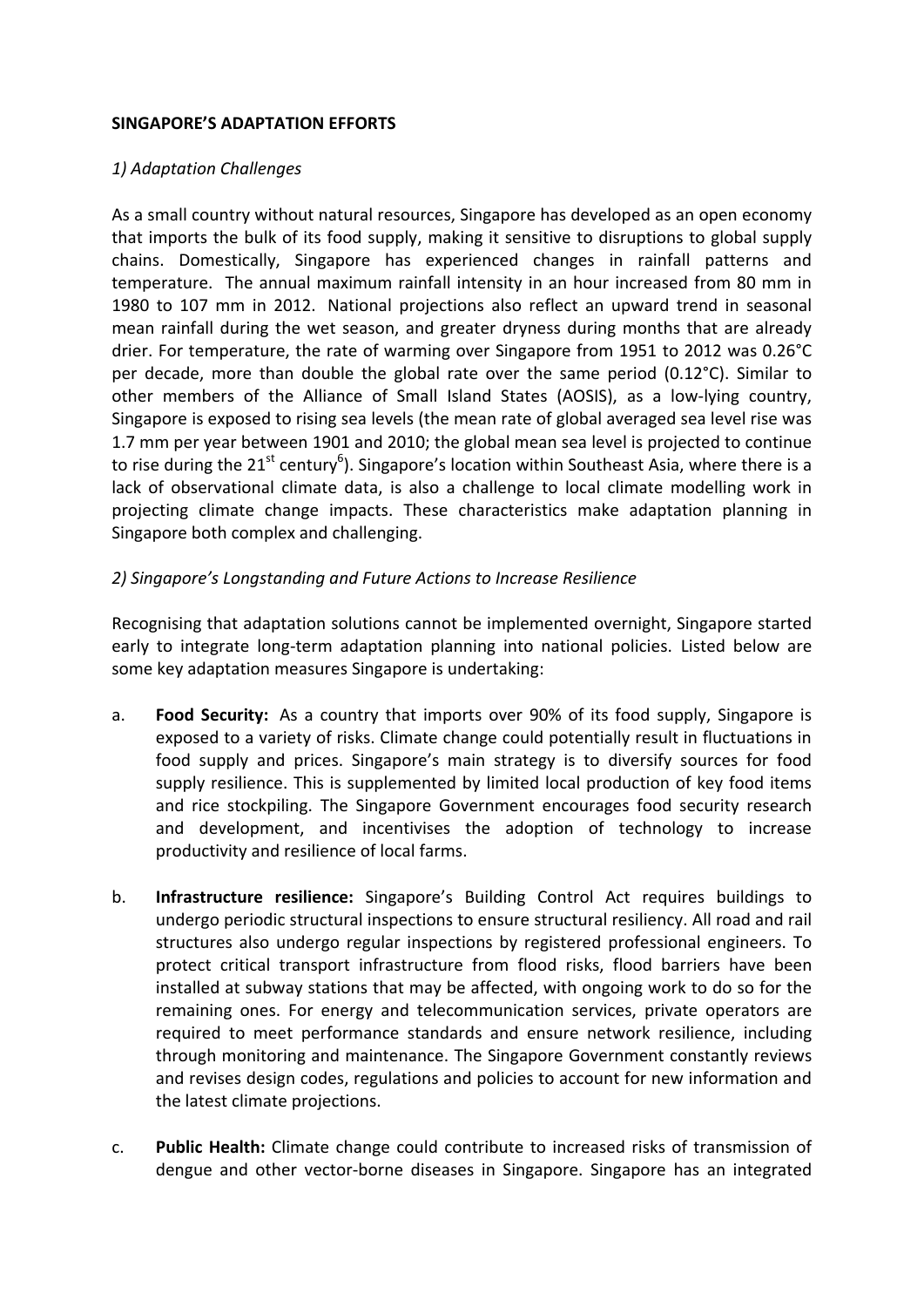**SINGAPORE'S ADAPTATION EFFORTS**

*1) Adaptation Challenges*

As a small country without natural resources, Singapore has developed as an open economy that imports the bulk of its food supply, making it sensitive to disruptions to global supply chains. Domestically, Singapore has experienced changes in rainfall patterns and temperature. The annual maximum rainfall intensity in an hour increased from 80 mm in 1980 to 107 mm in 2012. National projections also reflect an upward trend in seasonal mean rainfall during the wet season, and greater dryness during months that are already drier. For temperature, the rate of warming over Singapore from 1951 to 2012 was 0.26°C per decade, more than double the global rate over the same period (0.12°C). Similar to other members of the Alliance of Small Island States (AOSIS), as a low-lying country, Singapore is exposed to rising sea levels (the mean rate of global averaged sea level rise was 1.7 mm per year between 1901 and 2010; the global mean sea level is projected to continue to rise during the 21st century[6]). Singapore's location within Southeast Asia, where there is a lack of observational climate data, is also a challenge to local climate modelling work in projecting climate change impacts. These characteristics make adaptation planning in Singapore both complex and challenging.

*2) Singapore's Longstanding and Future Actions to Increase Resilience*

Recognising that adaptation solutions cannot be implemented overnight, Singapore started early to integrate long-term adaptation planning into national policies. Listed below are some key adaptation measures Singapore is undertaking:

a. **Food Security:** As a country that imports over 90% of its food supply, Singapore is exposed to a variety of risks. Climate change could potentially result in fluctuations in food supply and prices. Singapore's main strategy is to diversify sources for food supply resilience. This is supplemented by limited local production of key food items and rice stockpiling. The Singapore Government encourages food security research and development, and incentivises the adoption of technology to increase productivity and resilience of local farms.

b. **Infrastructure resilience:** Singapore's Building Control Act requires buildings to undergo periodic structural inspections to ensure structural resiliency. All road and rail structures also undergo regular inspections by registered professional engineers. To protect critical transport infrastructure from flood risks, flood barriers have been installed at subway stations that may be affected, with ongoing work to do so for the remaining ones. For energy and telecommunication services, private operators are required to meet performance standards and ensure network resilience, including through monitoring and maintenance. The Singapore Government constantly reviews and revises design codes, regulations and policies to account for new information and the latest climate projections.

c. **Public Health:** Climate change could contribute to increased risks of transmission of dengue and other vector-borne diseases in Singapore. Singapore has an integrated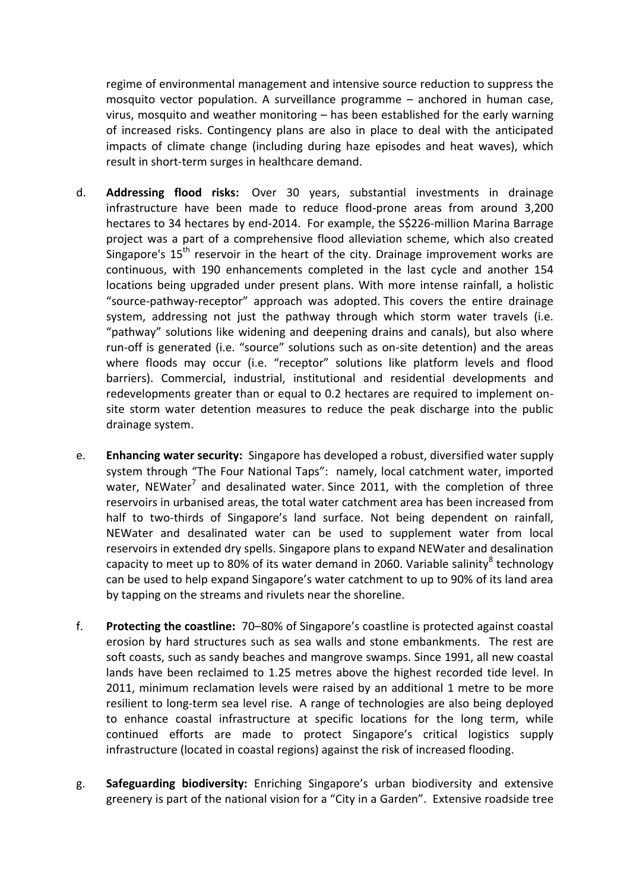regime of environmental management and intensive source reduction to suppress the mosquito vector population. A surveillance programme – anchored in human case, virus, mosquito and weather monitoring – has been established for the early warning of increased risks. Contingency plans are also in place to deal with the anticipated impacts of climate change (including during haze episodes and heat waves), which result in short-term surges in healthcare demand.

d. **Addressing flood risks:** Over 30 years, substantial investments in drainage infrastructure have been made to reduce flood-prone areas from around 3,200 hectares to 34 hectares by end-2014. For example, the S$226-million Marina Barrage project was a part of a comprehensive flood alleviation scheme, which also created Singapore's 15th reservoir in the heart of the city. Drainage improvement works are continuous, with 190 enhancements completed in the last cycle and another 154 locations being upgraded under present plans. With more intense rainfall, a holistic "source-pathway-receptor" approach was adopted. This covers the entire drainage system, addressing not just the pathway through which storm water travels (i.e. "pathway" solutions like widening and deepening drains and canals), but also where run-off is generated (i.e. "source" solutions such as on-site detention) and the areas where floods may occur (i.e. "receptor" solutions like platform levels and flood barriers). Commercial, industrial, institutional and residential developments and redevelopments greater than or equal to 0.2 hectares are required to implement on-site storm water detention measures to reduce the peak discharge into the public drainage system.

e. **Enhancing water security:** Singapore has developed a robust, diversified water supply system through "The Four National Taps": namely, local catchment water, imported water, NEWater[7] and desalinated water. Since 2011, with the completion of three reservoirs in urbanised areas, the total water catchment area has been increased from half to two-thirds of Singapore's land surface. Not being dependent on rainfall, NEWater and desalinated water can be used to supplement water from local reservoirs in extended dry spells. Singapore plans to expand NEWater and desalination capacity to meet up to 80% of its water demand in 2060. Variable salinity[8] technology can be used to help expand Singapore's water catchment to up to 90% of its land area by tapping on the streams and rivulets near the shoreline.

f. **Protecting the coastline:** 70–80% of Singapore's coastline is protected against coastal erosion by hard structures such as sea walls and stone embankments. The rest are soft coasts, such as sandy beaches and mangrove swamps. Since 1991, all new coastal lands have been reclaimed to 1.25 metres above the highest recorded tide level. In 2011, minimum reclamation levels were raised by an additional 1 metre to be more resilient to long-term sea level rise. A range of technologies are also being deployed to enhance coastal infrastructure at specific locations for the long term, while continued efforts are made to protect Singapore's critical logistics supply infrastructure (located in coastal regions) against the risk of increased flooding.

g. **Safeguarding biodiversity:** Enriching Singapore's urban biodiversity and extensive greenery is part of the national vision for a "City in a Garden". Extensive roadside tree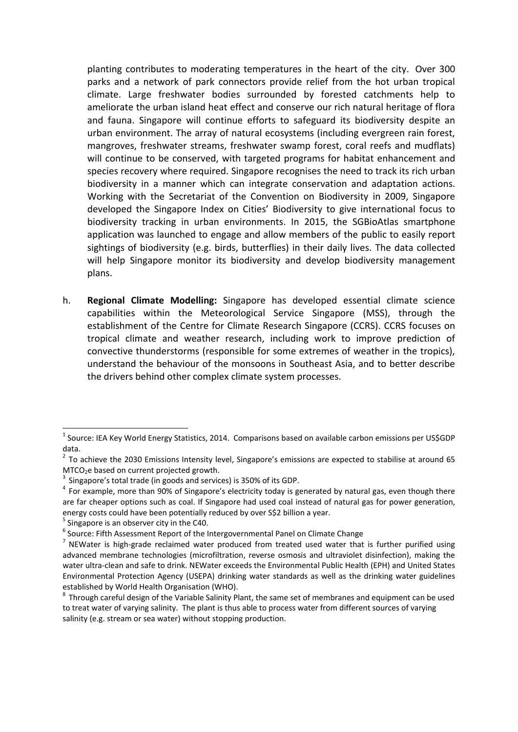planting contributes to moderating temperatures in the heart of the city. Over 300 parks and a network of park connectors provide relief from the hot urban tropical climate. Large freshwater bodies surrounded by forested catchments help to ameliorate the urban island heat effect and conserve our rich natural heritage of flora and fauna. Singapore will continue efforts to safeguard its biodiversity despite an urban environment. The array of natural ecosystems (including evergreen rain forest, mangroves, freshwater streams, freshwater swamp forest, coral reefs and mudflats) will continue to be conserved, with targeted programs for habitat enhancement and species recovery where required. Singapore recognises the need to track its rich urban biodiversity in a manner which can integrate conservation and adaptation actions. Working with the Secretariat of the Convention on Biodiversity in 2009, Singapore developed the Singapore Index on Cities' Biodiversity to give international focus to biodiversity tracking in urban environments. In 2015, the SGBioAtlas smartphone application was launched to engage and allow members of the public to easily report sightings of biodiversity (e.g. birds, butterflies) in their daily lives. The data collected will help Singapore monitor its biodiversity and develop biodiversity management plans.

h. **Regional Climate Modelling:** Singapore has developed essential climate science capabilities within the Meteorological Service Singapore (MSS), through the establishment of the Centre for Climate Research Singapore (CCRS). CCRS focuses on tropical climate and weather research, including work to improve prediction of convective thunderstorms (responsible for some extremes of weather in the tropics), understand the behaviour of the monsoons in Southeast Asia, and to better describe the drivers behind other complex climate system processes.

---

[1] Source: IEA Key World Energy Statistics, 2014. Comparisons based on available carbon emissions per US$GDP data.

[2] To achieve the 2030 Emissions Intensity level, Singapore's emissions are expected to stabilise at around 65 $MTCO_2e$ based on current projected growth.

[3] Singapore's total trade (in goods and services) is 350% of its GDP.

[4] For example, more than 90% of Singapore's electricity today is generated by natural gas, even though there are far cheaper options such as coal. If Singapore had used coal instead of natural gas for power generation, energy costs could have been potentially reduced by over S$2 billion a year.

[5] Singapore is an observer city in the C40.

[6] Source: Fifth Assessment Report of the Intergovernmental Panel on Climate Change

[7] NEWater is high-grade reclaimed water produced from treated used water that is further purified using advanced membrane technologies (microfiltration, reverse osmosis and ultraviolet disinfection), making the water ultra-clean and safe to drink. NEWater exceeds the Environmental Public Health (EPH) and United States Environmental Protection Agency (USEPA) drinking water standards as well as the drinking water guidelines established by World Health Organisation (WHO).

[8] Through careful design of the Variable Salinity Plant, the same set of membranes and equipment can be used to treat water of varying salinity. The plant is thus able to process water from different sources of varying salinity (e.g. stream or sea water) without stopping production.